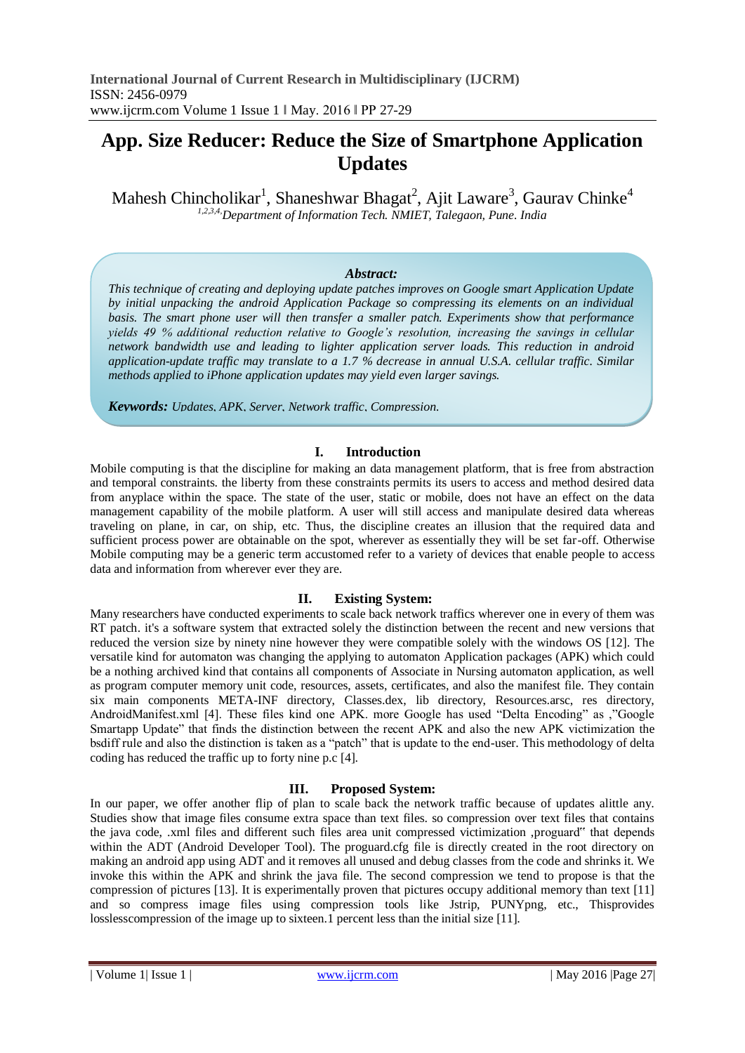# App. Size Reducer: Reduce the Size of Smartphone Application Updates

Mahesh Chincholikar[1], Shaneshwar Bhagat[2], Ajit Laware[3], Gaurav Chinke[4]

[1,2,3,4,]*Department of Information Tech. NMIET, Talegaon, Pune. India*

***Abstract:***

*This technique of creating and deploying update patches improves on Google smart Application Update by initial unpacking the android Application Package so compressing its elements on an individual basis. The smart phone user will then transfer a smaller patch. Experiments show that performance yields 49 % additional reduction relative to Google's resolution, increasing the savings in cellular network bandwidth use and leading to lighter application server loads. This reduction in android application-update traffic may translate to a 1.7 % decrease in annual U.S.A. cellular traffic. Similar methods applied to iPhone application updates may yield even larger savings.*

***Keywords:*** *Updates, APK, Server, Network traffic, Compression.*

## I. Introduction

Mobile computing is that the discipline for making an data management platform, that is free from abstraction and temporal constraints. the liberty from these constraints permits its users to access and method desired data from anyplace within the space. The state of the user, static or mobile, does not have an effect on the data management capability of the mobile platform. A user will still access and manipulate desired data whereas traveling on plane, in car, on ship, etc. Thus, the discipline creates an illusion that the required data and sufficient process power are obtainable on the spot, wherever as essentially they will be set far-off. Otherwise Mobile computing may be a generic term accustomed refer to a variety of devices that enable people to access data and information from wherever ever they are.

## II. Existing System:

Many researchers have conducted experiments to scale back network traffics wherever one in every of them was RT patch. it's a software system that extracted solely the distinction between the recent and new versions that reduced the version size by ninety nine however they were compatible solely with the windows OS [12]. The versatile kind for automaton was changing the applying to automaton Application packages (APK) which could be a nothing archived kind that contains all components of Associate in Nursing automaton application, as well as program computer memory unit code, resources, assets, certificates, and also the manifest file. They contain six main components META-INF directory, Classes.dex, lib directory, Resources.arsc, res directory, AndroidManifest.xml [4]. These files kind one APK. more Google has used "Delta Encoding" as ,"Google Smartapp Update" that finds the distinction between the recent APK and also the new APK victimization the bsdiff rule and also the distinction is taken as a "patch" that is update to the end-user. This methodology of delta coding has reduced the traffic up to forty nine p.c [4].

## III. Proposed System:

In our paper, we offer another flip of plan to scale back the network traffic because of updates alittle any. Studies show that image files consume extra space than text files. so compression over text files that contains the java code, .xml files and different such files area unit compressed victimization ,proguard" that depends within the ADT (Android Developer Tool). The proguard.cfg file is directly created in the root directory on making an android app using ADT and it removes all unused and debug classes from the code and shrinks it. We invoke this within the APK and shrink the java file. The second compression we tend to propose is that the compression of pictures [13]. It is experimentally proven that pictures occupy additional memory than text [11] and so compress image files using compression tools like Jstrip, PUNYpng, etc., Thisprovides losslesscompression of the image up to sixteen.1 percent less than the initial size [11].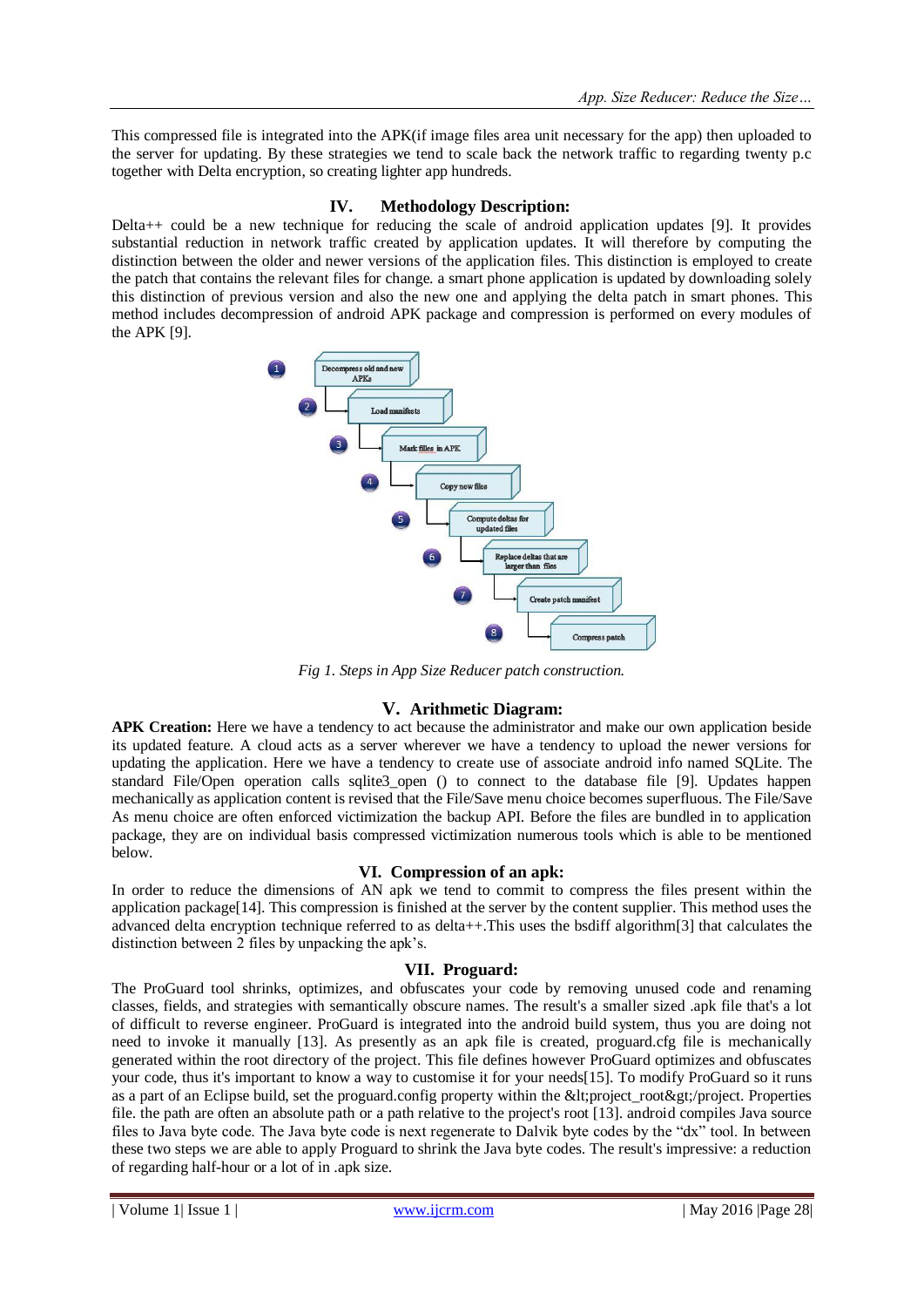This compressed file is integrated into the APK(if image files area unit necessary for the app) then uploaded to the server for updating. By these strategies we tend to scale back the network traffic to regarding twenty p.c together with Delta encryption, so creating lighter app hundreds.

## IV. Methodology Description:

Delta++ could be a new technique for reducing the scale of android application updates [9]. It provides substantial reduction in network traffic created by application updates. It will therefore by computing the distinction between the older and newer versions of the application files. This distinction is employed to create the patch that contains the relevant files for change. a smart phone application is updated by downloading solely this distinction of previous version and also the new one and applying the delta patch in smart phones. This method includes decompression of android APK package and compression is performed on every modules of the APK [9].

1. Decompress old and new APKs
2. Load manifests
3. Mark files in APK
4. Copy new files
5. Compute deltas for updated files
6. Replace deltas that are larger than files
7. Create patch manifest
8. Compress patch

*Fig 1. Steps in App Size Reducer patch construction.*

## V. Arithmetic Diagram:

**APK Creation:** Here we have a tendency to act because the administrator and make our own application beside its updated feature. A cloud acts as a server wherever we have a tendency to upload the newer versions for updating the application. Here we have a tendency to create use of associate android info named SQLite. The standard File/Open operation calls sqlite3_open () to connect to the database file [9]. Updates happen mechanically as application content is revised that the File/Save menu choice becomes superfluous. The File/Save As menu choice are often enforced victimization the backup API. Before the files are bundled in to application package, they are on individual basis compressed victimization numerous tools which is able to be mentioned below.

## VI. Compression of an apk:

In order to reduce the dimensions of AN apk we tend to commit to compress the files present within the application package[14]. This compression is finished at the server by the content supplier. This method uses the advanced delta encryption technique referred to as delta++.This uses the bsdiff algorithm[3] that calculates the distinction between 2 files by unpacking the apk's.

## VII. Proguard:

The ProGuard tool shrinks, optimizes, and obfuscates your code by removing unused code and renaming classes, fields, and strategies with semantically obscure names. The result's a smaller sized .apk file that's a lot of difficult to reverse engineer. ProGuard is integrated into the android build system, thus you are doing not need to invoke it manually [13]. As presently as an apk file is created, proguard.cfg file is mechanically generated within the root directory of the project. This file defines however ProGuard optimizes and obfuscates your code, thus it's important to know a way to customise it for your needs[15]. To modify ProGuard so it runs as a part of an Eclipse build, set the proguard.config property within the &lt;project_root&gt;/project. Properties file. the path are often an absolute path or a path relative to the project's root [13]. android compiles Java source files to Java byte code. The Java byte code is next regenerate to Dalvik byte codes by the "dx" tool. In between these two steps we are able to apply Proguard to shrink the Java byte codes. The result's impressive: a reduction of regarding half-hour or a lot of in .apk size.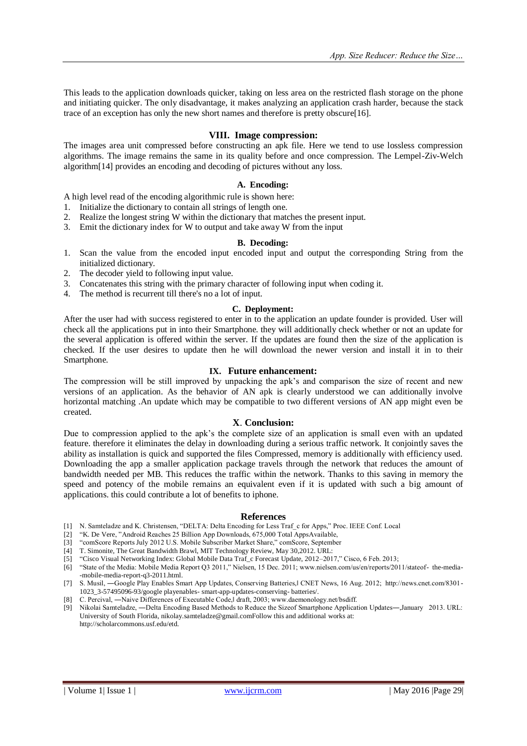This leads to the application downloads quicker, taking on less area on the restricted flash storage on the phone and initiating quicker. The only disadvantage, it makes analyzing an application crash harder, because the stack trace of an exception has only the new short names and therefore is pretty obscure[16].

## VIII. Image compression:

The images area unit compressed before constructing an apk file. Here we tend to use lossless compression algorithms. The image remains the same in its quality before and once compression. The Lempel-Ziv-Welch algorithm[14] provides an encoding and decoding of pictures without any loss.

### A. Encoding:

A high level read of the encoding algorithmic rule is shown here:

1. Initialize the dictionary to contain all strings of length one.
2. Realize the longest string W within the dictionary that matches the present input.
3. Emit the dictionary index for W to output and take away W from the input

### B. Decoding:

1. Scan the value from the encoded input encoded input and output the corresponding String from the initialized dictionary.
2. The decoder yield to following input value.
3. Concatenates this string with the primary character of following input when coding it.
4. The method is recurrent till there's no a lot of input.

### C. Deployment:

After the user had with success registered to enter in to the application an update founder is provided. User will check all the applications put in into their Smartphone. they will additionally check whether or not an update for the several application is offered within the server. If the updates are found then the size of the application is checked. If the user desires to update then he will download the newer version and install it in to their Smartphone.

## IX. Future enhancement:

The compression will be still improved by unpacking the apk's and comparison the size of recent and new versions of an application. As the behavior of AN apk is clearly understood we can additionally involve horizontal matching .An update which may be compatible to two different versions of AN app might even be created.

## X. Conclusion:

Due to compression applied to the apk's the complete size of an application is small even with an updated feature. therefore it eliminates the delay in downloading during a serious traffic network. It conjointly saves the ability as installation is quick and supported the files Compressed, memory is additionally with efficiency used. Downloading the app a smaller application package travels through the network that reduces the amount of bandwidth needed per MB. This reduces the traffic within the network. Thanks to this saving in memory the speed and potency of the mobile remains an equivalent even if it is updated with such a big amount of applications. this could contribute a lot of benefits to iphone.

## References

[1] N. Samteladze and K. Christensen, "DELTA: Delta Encoding for Less Traf_c for Apps," Proc. IEEE Conf. Local

[2] "K. De Vere, "Android Reaches 25 Billion App Downloads, 675,000 Total AppsAvailable,

[3] "comScore Reports July 2012 U.S. Mobile Subscriber Market Share," comScore, September

[4] T. Simonite, The Great Bandwidth Brawl, MIT Technology Review, May 30,2012. URL:

[5] "Cisco Visual Networking Index: Global Mobile Data Traf_c Forecast Update, 2012–2017," Cisco, 6 Feb. 2013;

[6] "State of the Media: Mobile Media Report Q3 2011," Nielsen, 15 Dec. 2011; www.nielsen.com/us/en/reports/2011/stateof- the-media--mobile-media-report-q3-2011.html.

[7] S. Musil, ―Google Play Enables Smart App Updates, Conserving Batteries,‖ CNET News, 16 Aug. 2012; http://news.cnet.com/8301-1023_3-57495096-93/google playenables- smart-app-updates-conserving- batteries/.

[8] C. Percival, ―Naive Differences of Executable Code,‖ draft, 2003; www.daemonology.net/bsdiff.

[9] Nikolai Samteladze, ―Delta Encoding Based Methods to Reduce the Sizeof Smartphone Application Updates―,January 2013. URL: University of South Florida, nikolay.samteladze@gmail.comFollow this and additional works at: http://scholarcommons.usf.edu/etd.